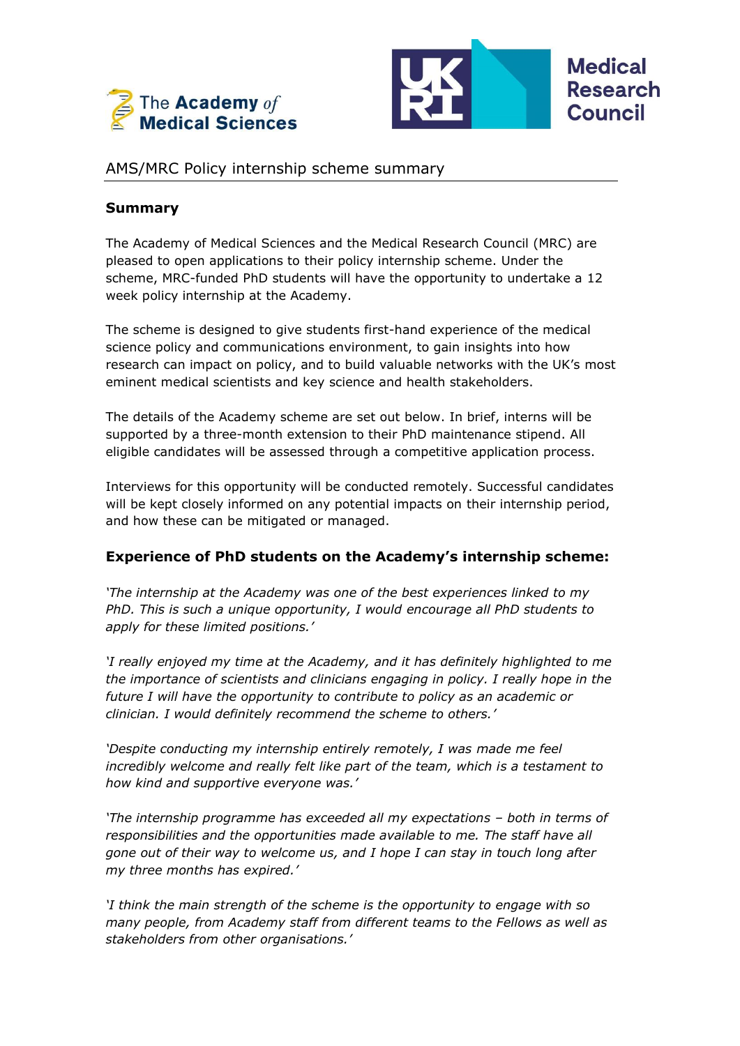The Academy of Medical Sciences

UKRI Medical Research Council

# AMS/MRC Policy internship scheme summary

## Summary

The Academy of Medical Sciences and the Medical Research Council (MRC) are pleased to open applications to their policy internship scheme. Under the scheme, MRC-funded PhD students will have the opportunity to undertake a 12 week policy internship at the Academy.

The scheme is designed to give students first-hand experience of the medical science policy and communications environment, to gain insights into how research can impact on policy, and to build valuable networks with the UK's most eminent medical scientists and key science and health stakeholders.

The details of the Academy scheme are set out below. In brief, interns will be supported by a three-month extension to their PhD maintenance stipend. All eligible candidates will be assessed through a competitive application process.

Interviews for this opportunity will be conducted remotely. Successful candidates will be kept closely informed on any potential impacts on their internship period, and how these can be mitigated or managed.

## Experience of PhD students on the Academy's internship scheme:

*'The internship at the Academy was one of the best experiences linked to my PhD. This is such a unique opportunity, I would encourage all PhD students to apply for these limited positions.'*

*'I really enjoyed my time at the Academy, and it has definitely highlighted to me the importance of scientists and clinicians engaging in policy. I really hope in the future I will have the opportunity to contribute to policy as an academic or clinician. I would definitely recommend the scheme to others.'*

*'Despite conducting my internship entirely remotely, I was made me feel incredibly welcome and really felt like part of the team, which is a testament to how kind and supportive everyone was.'*

*'The internship programme has exceeded all my expectations – both in terms of responsibilities and the opportunities made available to me. The staff have all gone out of their way to welcome us, and I hope I can stay in touch long after my three months has expired.'*

*'I think the main strength of the scheme is the opportunity to engage with so many people, from Academy staff from different teams to the Fellows as well as stakeholders from other organisations.'*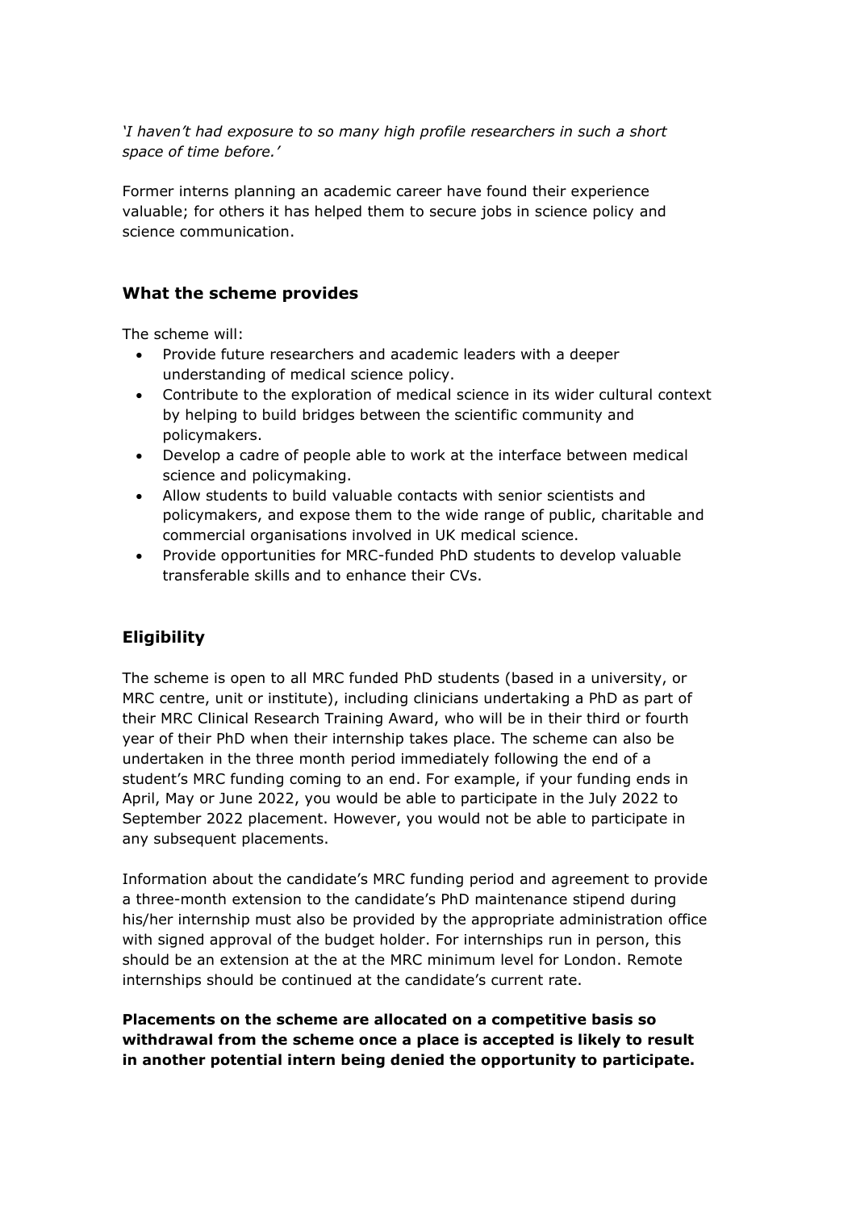*'I haven't had exposure to so many high profile researchers in such a short space of time before.'*

Former interns planning an academic career have found their experience valuable; for others it has helped them to secure jobs in science policy and science communication.

## What the scheme provides

The scheme will:

- Provide future researchers and academic leaders with a deeper understanding of medical science policy.
- Contribute to the exploration of medical science in its wider cultural context by helping to build bridges between the scientific community and policymakers.
- Develop a cadre of people able to work at the interface between medical science and policymaking.
- Allow students to build valuable contacts with senior scientists and policymakers, and expose them to the wide range of public, charitable and commercial organisations involved in UK medical science.
- Provide opportunities for MRC-funded PhD students to develop valuable transferable skills and to enhance their CVs.

## Eligibility

The scheme is open to all MRC funded PhD students (based in a university, or MRC centre, unit or institute), including clinicians undertaking a PhD as part of their MRC Clinical Research Training Award, who will be in their third or fourth year of their PhD when their internship takes place. The scheme can also be undertaken in the three month period immediately following the end of a student's MRC funding coming to an end. For example, if your funding ends in April, May or June 2022, you would be able to participate in the July 2022 to September 2022 placement. However, you would not be able to participate in any subsequent placements.

Information about the candidate's MRC funding period and agreement to provide a three-month extension to the candidate's PhD maintenance stipend during his/her internship must also be provided by the appropriate administration office with signed approval of the budget holder. For internships run in person, this should be an extension at the at the MRC minimum level for London. Remote internships should be continued at the candidate's current rate.

**Placements on the scheme are allocated on a competitive basis so withdrawal from the scheme once a place is accepted is likely to result in another potential intern being denied the opportunity to participate.**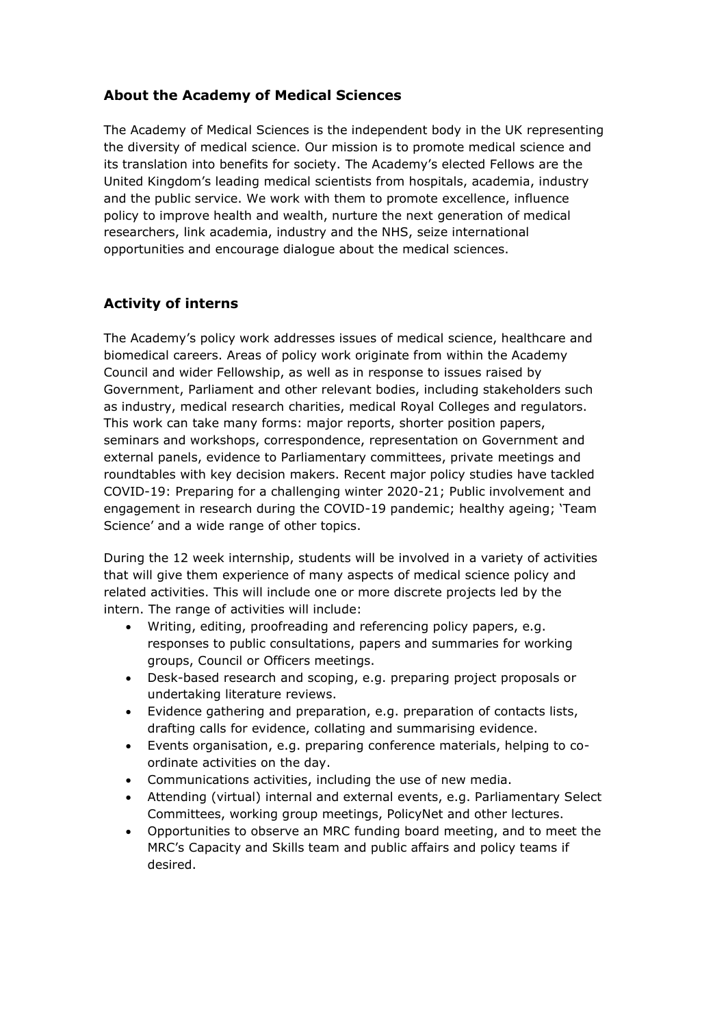## About the Academy of Medical Sciences

The Academy of Medical Sciences is the independent body in the UK representing the diversity of medical science. Our mission is to promote medical science and its translation into benefits for society. The Academy's elected Fellows are the United Kingdom's leading medical scientists from hospitals, academia, industry and the public service. We work with them to promote excellence, influence policy to improve health and wealth, nurture the next generation of medical researchers, link academia, industry and the NHS, seize international opportunities and encourage dialogue about the medical sciences.

## Activity of interns

The Academy's policy work addresses issues of medical science, healthcare and biomedical careers. Areas of policy work originate from within the Academy Council and wider Fellowship, as well as in response to issues raised by Government, Parliament and other relevant bodies, including stakeholders such as industry, medical research charities, medical Royal Colleges and regulators. This work can take many forms: major reports, shorter position papers, seminars and workshops, correspondence, representation on Government and external panels, evidence to Parliamentary committees, private meetings and roundtables with key decision makers. Recent major policy studies have tackled COVID-19: Preparing for a challenging winter 2020-21; Public involvement and engagement in research during the COVID-19 pandemic; healthy ageing; 'Team Science' and a wide range of other topics.

During the 12 week internship, students will be involved in a variety of activities that will give them experience of many aspects of medical science policy and related activities. This will include one or more discrete projects led by the intern. The range of activities will include:

- Writing, editing, proofreading and referencing policy papers, e.g. responses to public consultations, papers and summaries for working groups, Council or Officers meetings.
- Desk-based research and scoping, e.g. preparing project proposals or undertaking literature reviews.
- Evidence gathering and preparation, e.g. preparation of contacts lists, drafting calls for evidence, collating and summarising evidence.
- Events organisation, e.g. preparing conference materials, helping to co-ordinate activities on the day.
- Communications activities, including the use of new media.
- Attending (virtual) internal and external events, e.g. Parliamentary Select Committees, working group meetings, PolicyNet and other lectures.
- Opportunities to observe an MRC funding board meeting, and to meet the MRC's Capacity and Skills team and public affairs and policy teams if desired.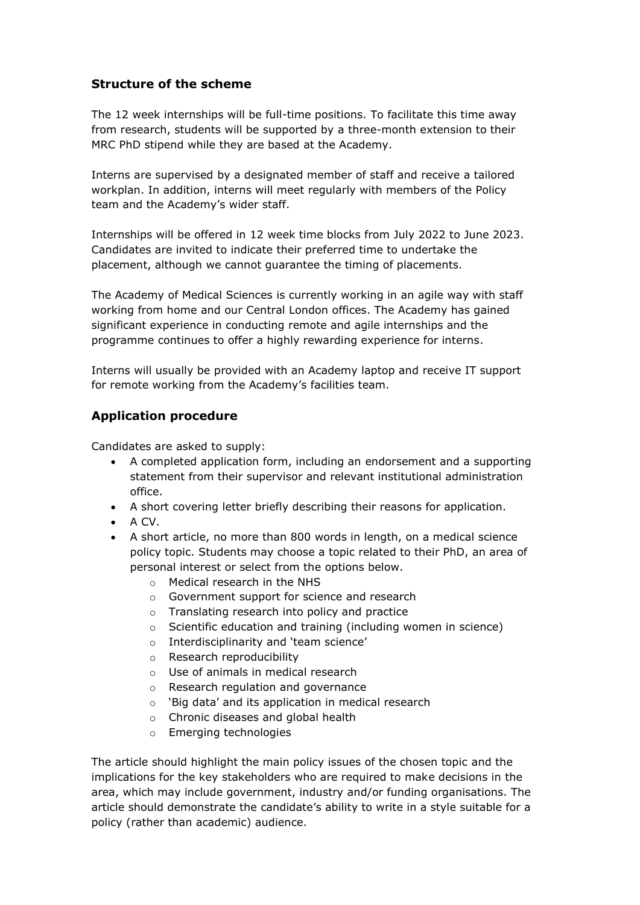## Structure of the scheme

The 12 week internships will be full-time positions. To facilitate this time away from research, students will be supported by a three-month extension to their MRC PhD stipend while they are based at the Academy.

Interns are supervised by a designated member of staff and receive a tailored workplan. In addition, interns will meet regularly with members of the Policy team and the Academy's wider staff.

Internships will be offered in 12 week time blocks from July 2022 to June 2023. Candidates are invited to indicate their preferred time to undertake the placement, although we cannot guarantee the timing of placements.

The Academy of Medical Sciences is currently working in an agile way with staff working from home and our Central London offices. The Academy has gained significant experience in conducting remote and agile internships and the programme continues to offer a highly rewarding experience for interns.

Interns will usually be provided with an Academy laptop and receive IT support for remote working from the Academy's facilities team.

## Application procedure

Candidates are asked to supply:

- A completed application form, including an endorsement and a supporting statement from their supervisor and relevant institutional administration office.
- A short covering letter briefly describing their reasons for application.
- A CV.
- A short article, no more than 800 words in length, on a medical science policy topic. Students may choose a topic related to their PhD, an area of personal interest or select from the options below.
  - Medical research in the NHS
  - Government support for science and research
  - Translating research into policy and practice
  - Scientific education and training (including women in science)
  - Interdisciplinarity and 'team science'
  - Research reproducibility
  - Use of animals in medical research
  - Research regulation and governance
  - 'Big data' and its application in medical research
  - Chronic diseases and global health
  - Emerging technologies

The article should highlight the main policy issues of the chosen topic and the implications for the key stakeholders who are required to make decisions in the area, which may include government, industry and/or funding organisations. The article should demonstrate the candidate's ability to write in a style suitable for a policy (rather than academic) audience.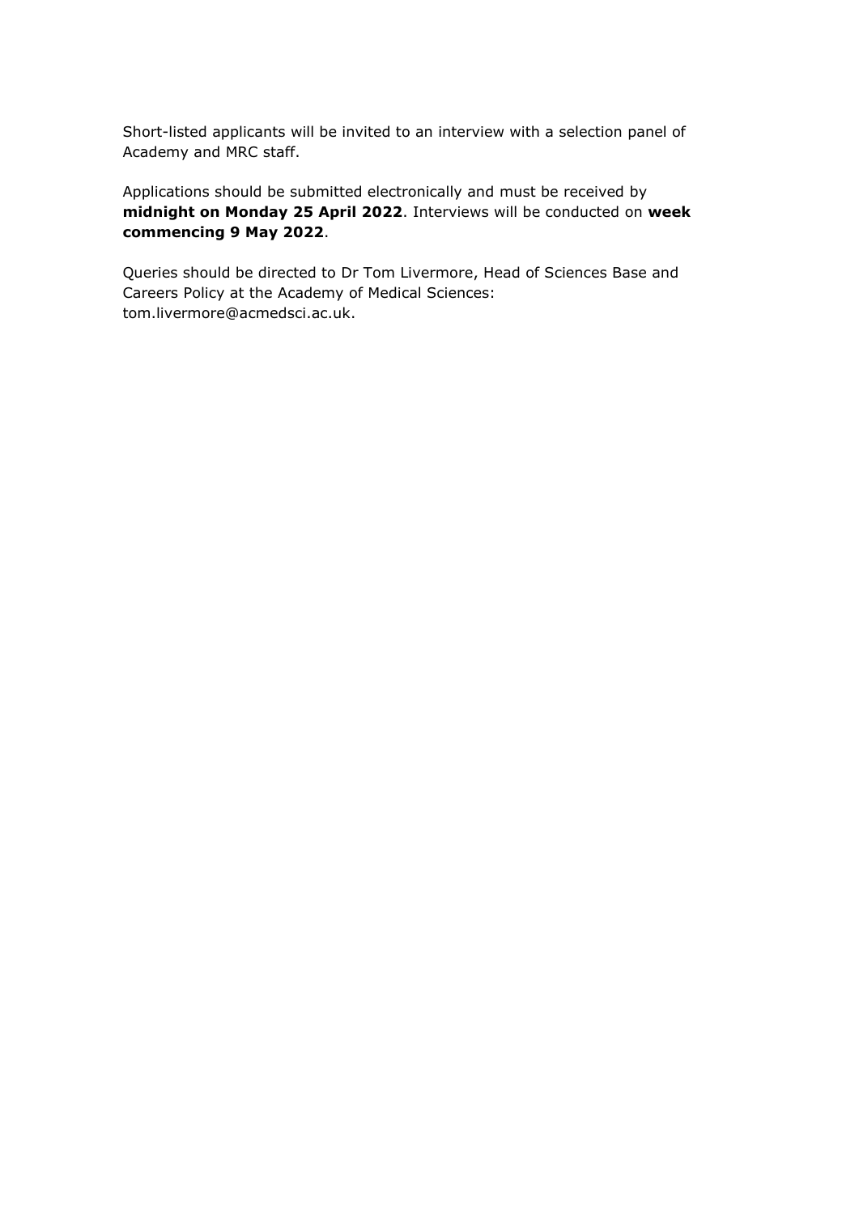Short-listed applicants will be invited to an interview with a selection panel of Academy and MRC staff.

Applications should be submitted electronically and must be received by **midnight on Monday 25 April 2022**. Interviews will be conducted on **week commencing 9 May 2022**.

Queries should be directed to Dr Tom Livermore, Head of Sciences Base and Careers Policy at the Academy of Medical Sciences: tom.livermore@acmedsci.ac.uk.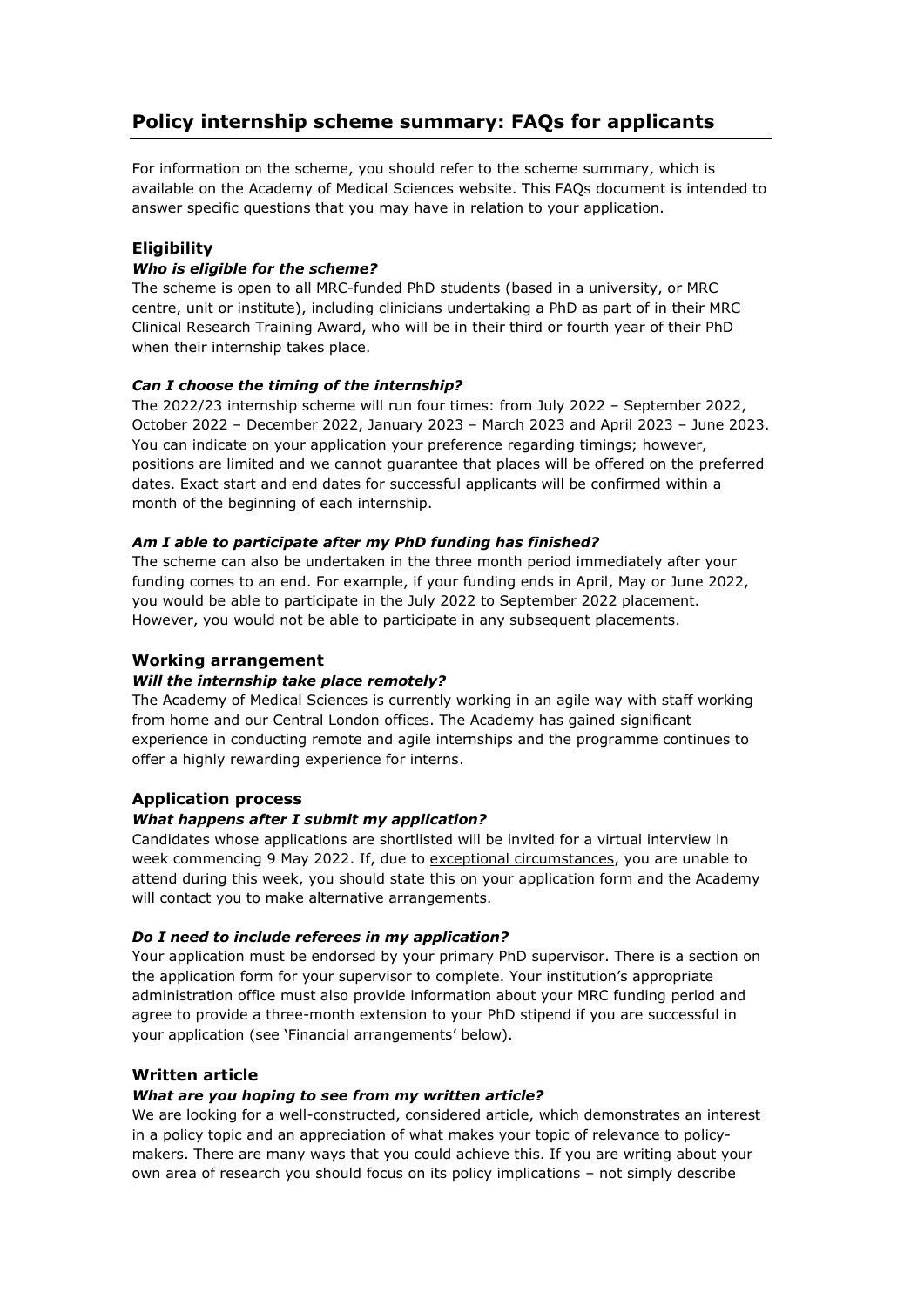# Policy internship scheme summary: FAQs for applicants

For information on the scheme, you should refer to the scheme summary, which is available on the Academy of Medical Sciences website. This FAQs document is intended to answer specific questions that you may have in relation to your application.

## Eligibility

### *Who is eligible for the scheme?*

The scheme is open to all MRC-funded PhD students (based in a university, or MRC centre, unit or institute), including clinicians undertaking a PhD as part of in their MRC Clinical Research Training Award, who will be in their third or fourth year of their PhD when their internship takes place.

### *Can I choose the timing of the internship?*

The 2022/23 internship scheme will run four times: from July 2022 – September 2022, October 2022 – December 2022, January 2023 – March 2023 and April 2023 – June 2023. You can indicate on your application your preference regarding timings; however, positions are limited and we cannot guarantee that places will be offered on the preferred dates. Exact start and end dates for successful applicants will be confirmed within a month of the beginning of each internship.

### *Am I able to participate after my PhD funding has finished?*

The scheme can also be undertaken in the three month period immediately after your funding comes to an end. For example, if your funding ends in April, May or June 2022, you would be able to participate in the July 2022 to September 2022 placement. However, you would not be able to participate in any subsequent placements.

## Working arrangement

### *Will the internship take place remotely?*

The Academy of Medical Sciences is currently working in an agile way with staff working from home and our Central London offices. The Academy has gained significant experience in conducting remote and agile internships and the programme continues to offer a highly rewarding experience for interns.

## Application process

### *What happens after I submit my application?*

Candidates whose applications are shortlisted will be invited for a virtual interview in week commencing 9 May 2022. If, due to exceptional circumstances, you are unable to attend during this week, you should state this on your application form and the Academy will contact you to make alternative arrangements.

### *Do I need to include referees in my application?*

Your application must be endorsed by your primary PhD supervisor. There is a section on the application form for your supervisor to complete. Your institution's appropriate administration office must also provide information about your MRC funding period and agree to provide a three-month extension to your PhD stipend if you are successful in your application (see 'Financial arrangements' below).

## Written article

### *What are you hoping to see from my written article?*

We are looking for a well-constructed, considered article, which demonstrates an interest in a policy topic and an appreciation of what makes your topic of relevance to policy-makers. There are many ways that you could achieve this. If you are writing about your own area of research you should focus on its policy implications – not simply describe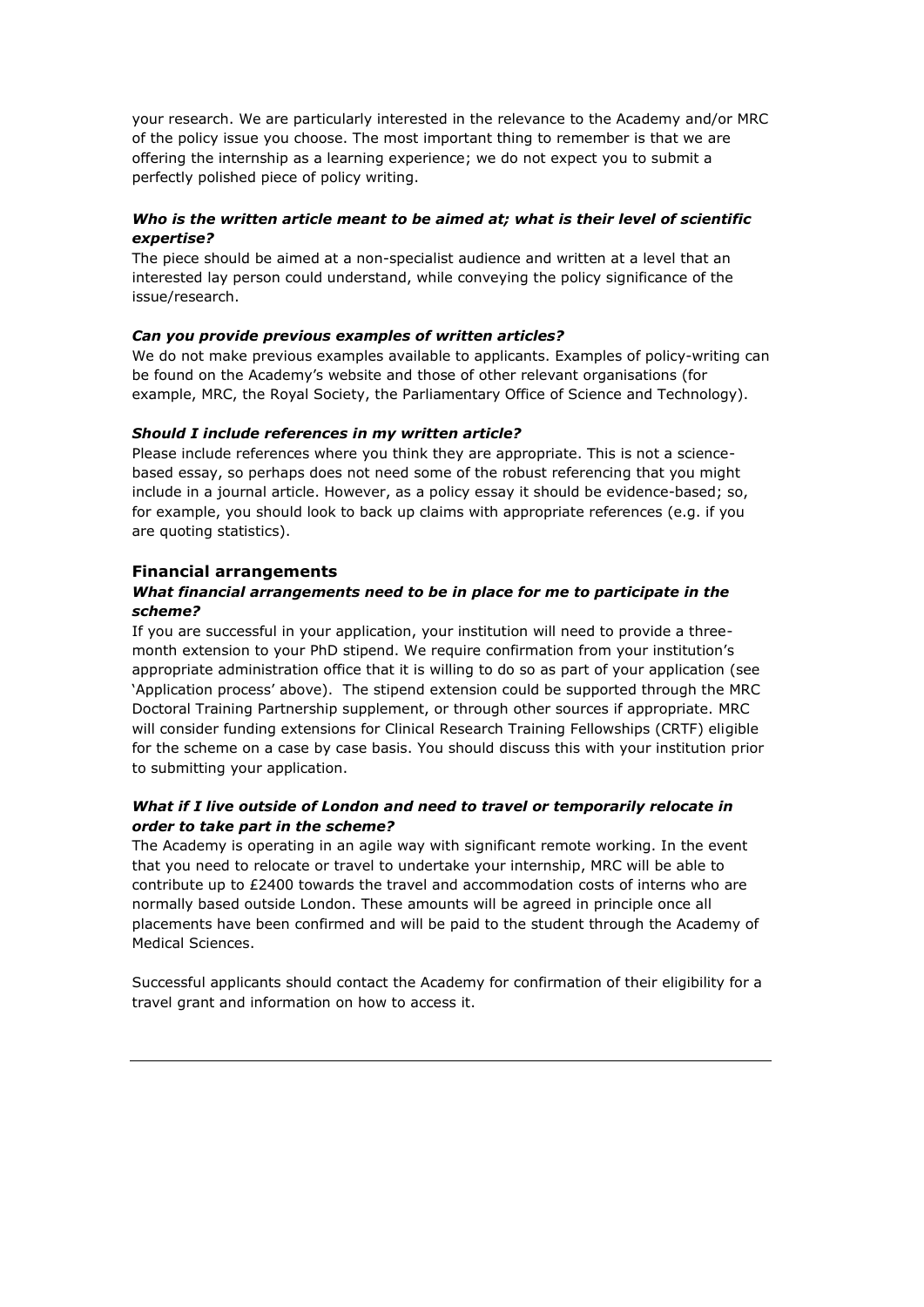your research. We are particularly interested in the relevance to the Academy and/or MRC of the policy issue you choose. The most important thing to remember is that we are offering the internship as a learning experience; we do not expect you to submit a perfectly polished piece of policy writing.

***Who is the written article meant to be aimed at; what is their level of scientific expertise?***

The piece should be aimed at a non-specialist audience and written at a level that an interested lay person could understand, while conveying the policy significance of the issue/research.

***Can you provide previous examples of written articles?***

We do not make previous examples available to applicants. Examples of policy-writing can be found on the Academy's website and those of other relevant organisations (for example, MRC, the Royal Society, the Parliamentary Office of Science and Technology).

***Should I include references in my written article?***

Please include references where you think they are appropriate. This is not a science-based essay, so perhaps does not need some of the robust referencing that you might include in a journal article. However, as a policy essay it should be evidence-based; so, for example, you should look to back up claims with appropriate references (e.g. if you are quoting statistics).

## Financial arrangements

***What financial arrangements need to be in place for me to participate in the scheme?***

If you are successful in your application, your institution will need to provide a three-month extension to your PhD stipend. We require confirmation from your institution's appropriate administration office that it is willing to do so as part of your application (see 'Application process' above). The stipend extension could be supported through the MRC Doctoral Training Partnership supplement, or through other sources if appropriate. MRC will consider funding extensions for Clinical Research Training Fellowships (CRTF) eligible for the scheme on a case by case basis. You should discuss this with your institution prior to submitting your application.

***What if I live outside of London and need to travel or temporarily relocate in order to take part in the scheme?***

The Academy is operating in an agile way with significant remote working. In the event that you need to relocate or travel to undertake your internship, MRC will be able to contribute up to £2400 towards the travel and accommodation costs of interns who are normally based outside London. These amounts will be agreed in principle once all placements have been confirmed and will be paid to the student through the Academy of Medical Sciences.

Successful applicants should contact the Academy for confirmation of their eligibility for a travel grant and information on how to access it.